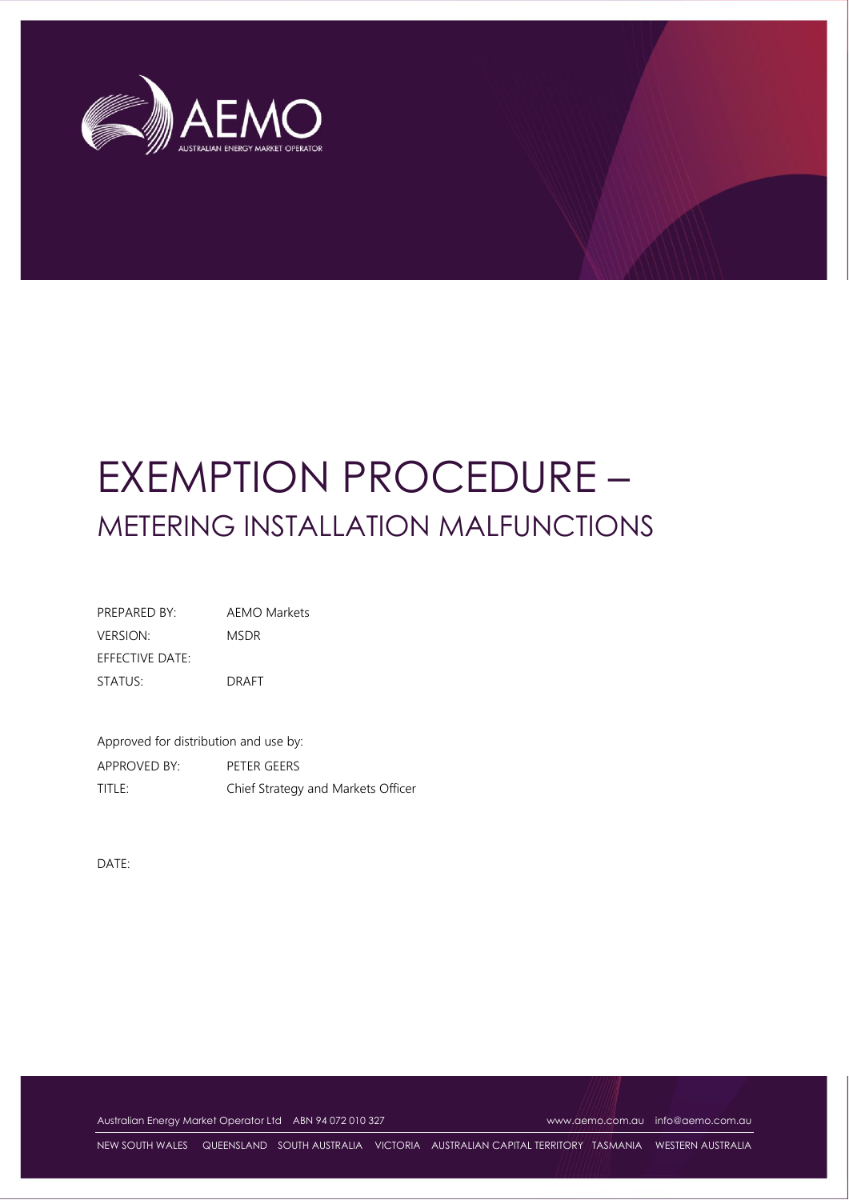# EXEMPTION PROCEDURE – METERING INSTALLATION MALFUNCTIONS

| | |
|---|---|
| PREPARED BY: | AEMO Markets |
| VERSION: | MSDR |
| EFFECTIVE DATE: | |
| STATUS: | DRAFT |

Approved for distribution and use by:

| | |
|---|---|
| APPROVED BY: | PETER GEERS |
| TITLE: | Chief Strategy and Markets Officer |

DATE: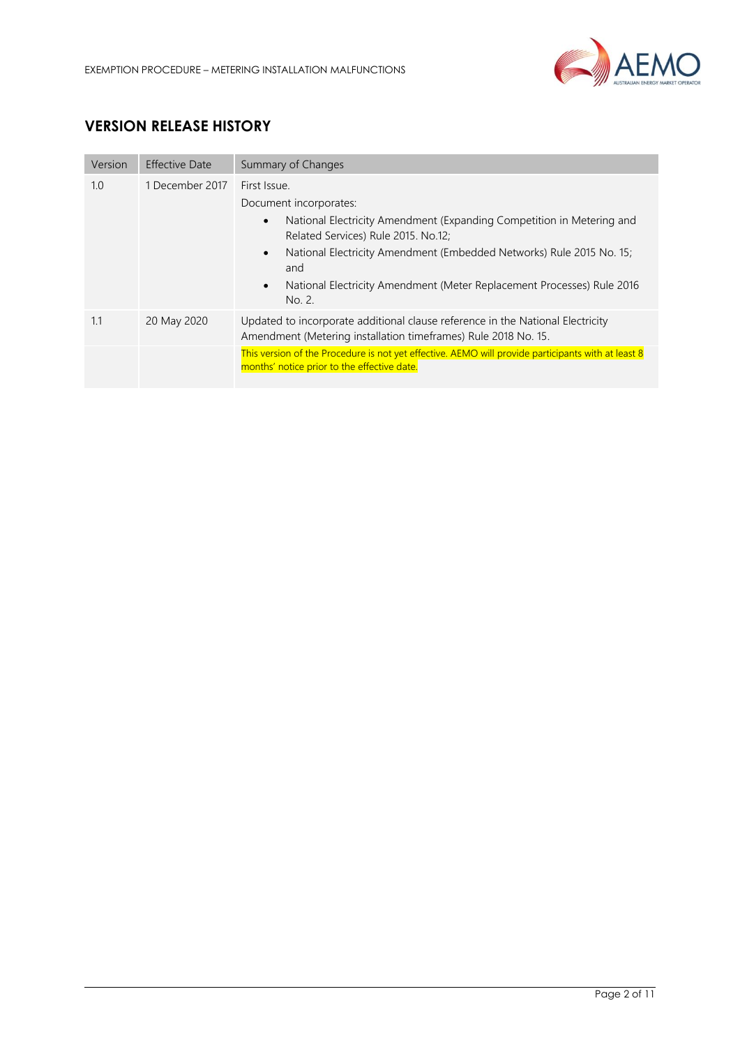## VERSION RELEASE HISTORY

| Version | Effective Date | Summary of Changes |
|---|---|---|
| 1.0 | 1 December 2017 | First Issue.<br>Document incorporates:<br>• National Electricity Amendment (Expanding Competition in Metering and Related Services) Rule 2015. No.12;<br>• National Electricity Amendment (Embedded Networks) Rule 2015 No. 15; and<br>• National Electricity Amendment (Meter Replacement Processes) Rule 2016 No. 2. |
| 1.1 | 20 May 2020 | Updated to incorporate additional clause reference in the National Electricity Amendment (Metering installation timeframes) Rule 2018 No. 15. |
| | | This version of the Procedure is not yet effective. AEMO will provide participants with at least 8 months' notice prior to the effective date. |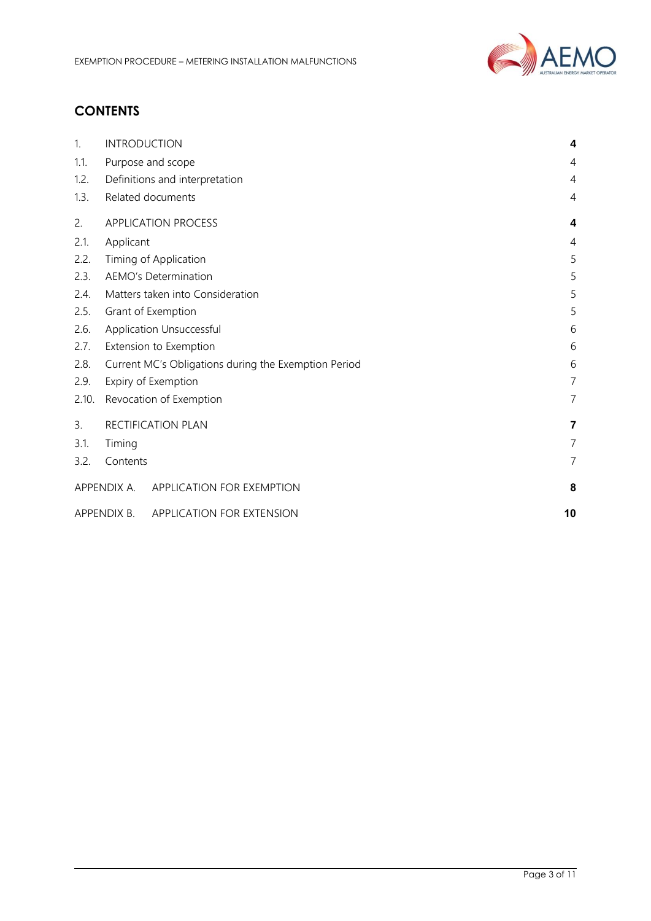## CONTENTS

| | | |
|---|---|---|
| 1. | INTRODUCTION | **4** |
| 1.1. | Purpose and scope | 4 |
| 1.2. | Definitions and interpretation | 4 |
| 1.3. | Related documents | 4 |
| 2. | APPLICATION PROCESS | **4** |
| 2.1. | Applicant | 4 |
| 2.2. | Timing of Application | 5 |
| 2.3. | AEMO's Determination | 5 |
| 2.4. | Matters taken into Consideration | 5 |
| 2.5. | Grant of Exemption | 5 |
| 2.6. | Application Unsuccessful | 6 |
| 2.7. | Extension to Exemption | 6 |
| 2.8. | Current MC's Obligations during the Exemption Period | 6 |
| 2.9. | Expiry of Exemption | 7 |
| 2.10. | Revocation of Exemption | 7 |
| 3. | RECTIFICATION PLAN | **7** |
| 3.1. | Timing | 7 |
| 3.2. | Contents | 7 |
| APPENDIX A. | APPLICATION FOR EXEMPTION | **8** |
| APPENDIX B. | APPLICATION FOR EXTENSION | **10** |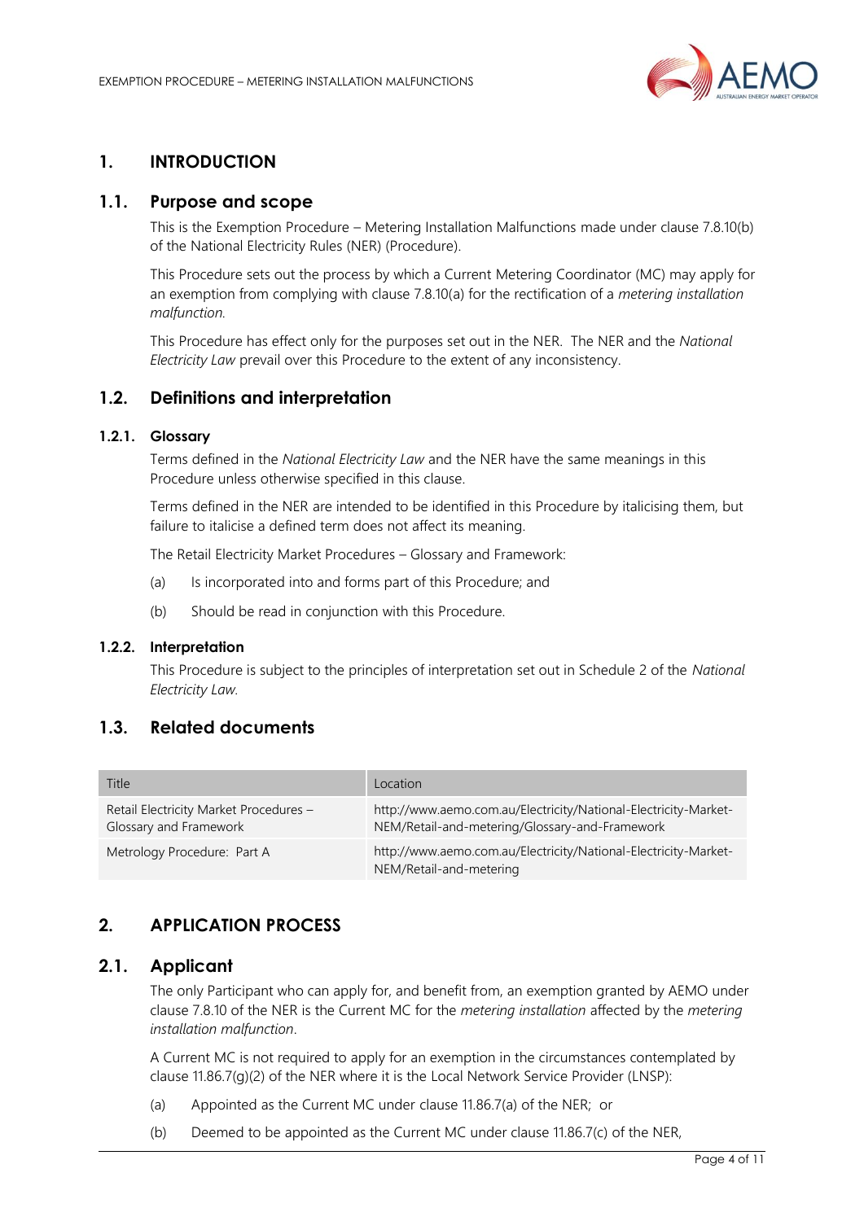# 1. INTRODUCTION

## 1.1. Purpose and scope

This is the Exemption Procedure – Metering Installation Malfunctions made under clause 7.8.10(b) of the National Electricity Rules (NER) (Procedure).

This Procedure sets out the process by which a Current Metering Coordinator (MC) may apply for an exemption from complying with clause 7.8.10(a) for the rectification of a *metering installation malfunction*.

This Procedure has effect only for the purposes set out in the NER. The NER and the *National Electricity Law* prevail over this Procedure to the extent of any inconsistency.

## 1.2. Definitions and interpretation

### 1.2.1. Glossary

Terms defined in the *National Electricity Law* and the NER have the same meanings in this Procedure unless otherwise specified in this clause.

Terms defined in the NER are intended to be identified in this Procedure by italicising them, but failure to italicise a defined term does not affect its meaning.

The Retail Electricity Market Procedures – Glossary and Framework:

(a) Is incorporated into and forms part of this Procedure; and

(b) Should be read in conjunction with this Procedure.

### 1.2.2. Interpretation

This Procedure is subject to the principles of interpretation set out in Schedule 2 of the *National Electricity Law*.

## 1.3. Related documents

| Title | Location |
|---|---|
| Retail Electricity Market Procedures – Glossary and Framework | http://www.aemo.com.au/Electricity/National-Electricity-Market-NEM/Retail-and-metering/Glossary-and-Framework |
| Metrology Procedure: Part A | http://www.aemo.com.au/Electricity/National-Electricity-Market-NEM/Retail-and-metering |

# 2. APPLICATION PROCESS

## 2.1. Applicant

The only Participant who can apply for, and benefit from, an exemption granted by AEMO under clause 7.8.10 of the NER is the Current MC for the *metering installation* affected by the *metering installation malfunction*.

A Current MC is not required to apply for an exemption in the circumstances contemplated by clause 11.86.7(g)(2) of the NER where it is the Local Network Service Provider (LNSP):

(a) Appointed as the Current MC under clause 11.86.7(a) of the NER; or

(b) Deemed to be appointed as the Current MC under clause 11.86.7(c) of the NER,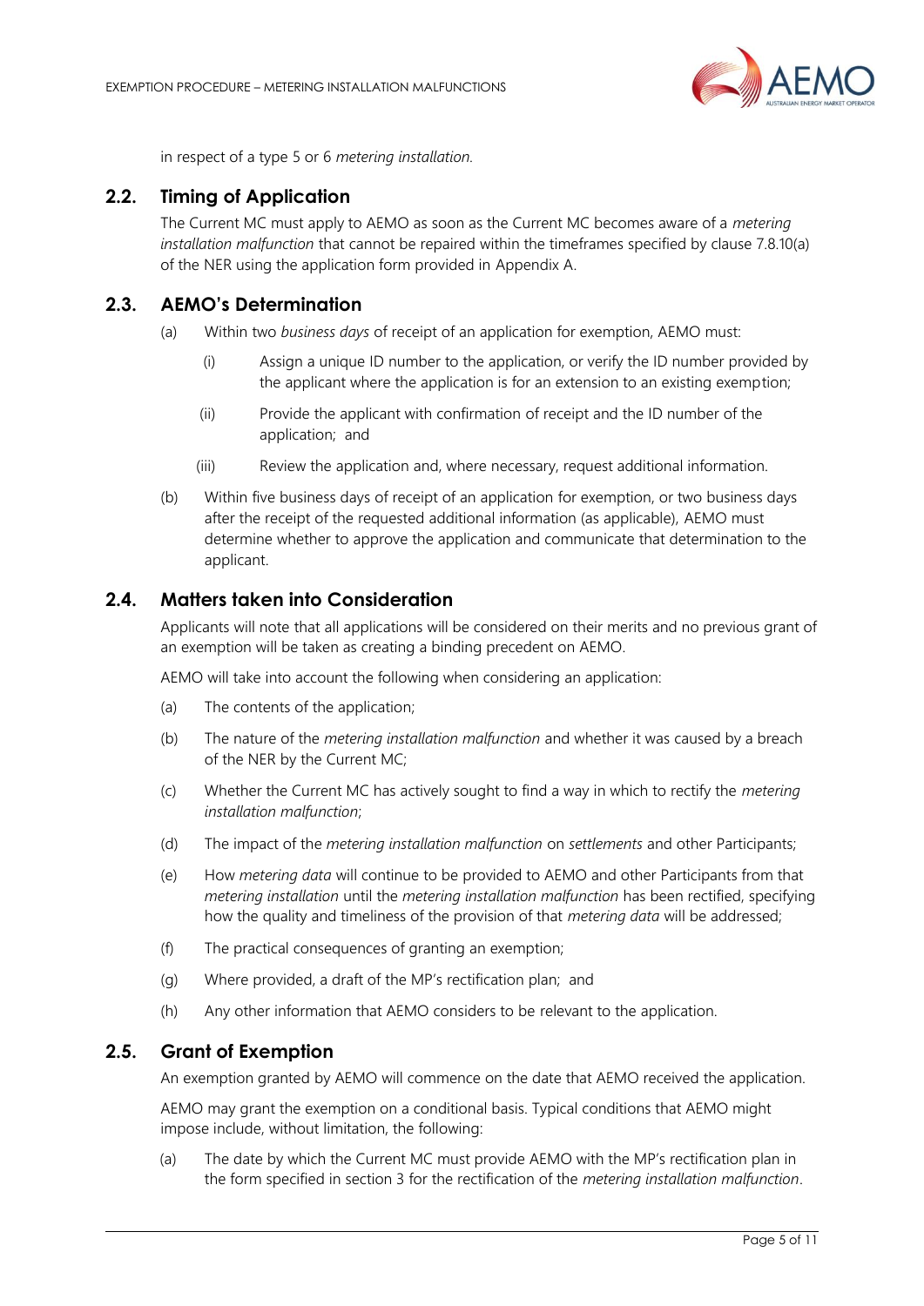in respect of a type 5 or 6 *metering installation.*

## 2.2. Timing of Application

The Current MC must apply to AEMO as soon as the Current MC becomes aware of a *metering installation malfunction* that cannot be repaired within the timeframes specified by clause 7.8.10(a) of the NER using the application form provided in Appendix A.

## 2.3. AEMO's Determination

(a) Within two *business days* of receipt of an application for exemption, AEMO must:

(i) Assign a unique ID number to the application, or verify the ID number provided by the applicant where the application is for an extension to an existing exemption;

(ii) Provide the applicant with confirmation of receipt and the ID number of the application; and

(iii) Review the application and, where necessary, request additional information.

(b) Within five business days of receipt of an application for exemption, or two business days after the receipt of the requested additional information (as applicable), AEMO must determine whether to approve the application and communicate that determination to the applicant.

## 2.4. Matters taken into Consideration

Applicants will note that all applications will be considered on their merits and no previous grant of an exemption will be taken as creating a binding precedent on AEMO.

AEMO will take into account the following when considering an application:

(a) The contents of the application;

(b) The nature of the *metering installation malfunction* and whether it was caused by a breach of the NER by the Current MC;

(c) Whether the Current MC has actively sought to find a way in which to rectify the *metering installation malfunction*;

(d) The impact of the *metering installation malfunction* on *settlements* and other Participants;

(e) How *metering data* will continue to be provided to AEMO and other Participants from that *metering installation* until the *metering installation malfunction* has been rectified, specifying how the quality and timeliness of the provision of that *metering data* will be addressed;

(f) The practical consequences of granting an exemption;

(g) Where provided, a draft of the MP's rectification plan; and

(h) Any other information that AEMO considers to be relevant to the application.

## 2.5. Grant of Exemption

An exemption granted by AEMO will commence on the date that AEMO received the application.

AEMO may grant the exemption on a conditional basis. Typical conditions that AEMO might impose include, without limitation, the following:

(a) The date by which the Current MC must provide AEMO with the MP's rectification plan in the form specified in section 3 for the rectification of the *metering installation malfunction*.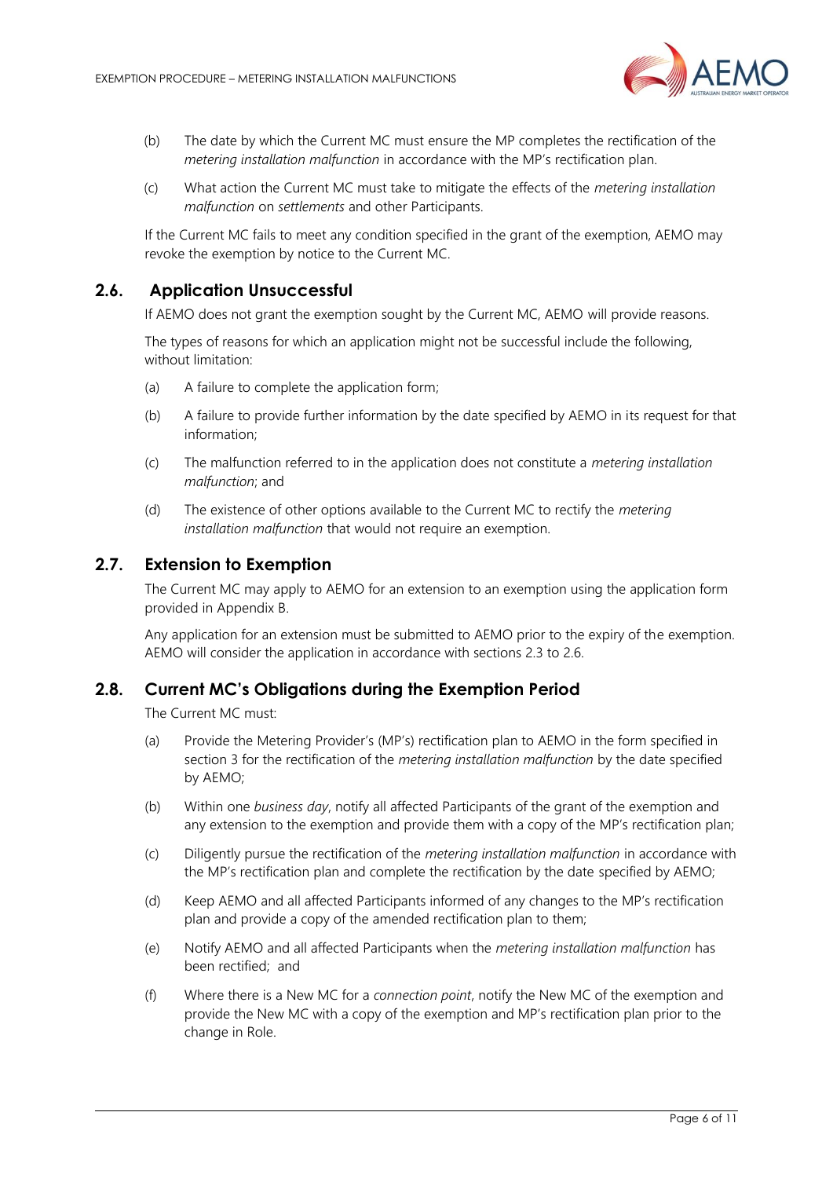(b) The date by which the Current MC must ensure the MP completes the rectification of the *metering installation malfunction* in accordance with the MP's rectification plan.

(c) What action the Current MC must take to mitigate the effects of the *metering installation malfunction* on *settlements* and other Participants.

If the Current MC fails to meet any condition specified in the grant of the exemption, AEMO may revoke the exemption by notice to the Current MC.

## 2.6. Application Unsuccessful

If AEMO does not grant the exemption sought by the Current MC, AEMO will provide reasons.

The types of reasons for which an application might not be successful include the following, without limitation:

(a) A failure to complete the application form;

(b) A failure to provide further information by the date specified by AEMO in its request for that information;

(c) The malfunction referred to in the application does not constitute a *metering installation malfunction*; and

(d) The existence of other options available to the Current MC to rectify the *metering installation malfunction* that would not require an exemption.

## 2.7. Extension to Exemption

The Current MC may apply to AEMO for an extension to an exemption using the application form provided in Appendix B.

Any application for an extension must be submitted to AEMO prior to the expiry of the exemption. AEMO will consider the application in accordance with sections 2.3 to 2.6.

## 2.8. Current MC's Obligations during the Exemption Period

The Current MC must:

(a) Provide the Metering Provider's (MP's) rectification plan to AEMO in the form specified in section 3 for the rectification of the *metering installation malfunction* by the date specified by AEMO;

(b) Within one *business day*, notify all affected Participants of the grant of the exemption and any extension to the exemption and provide them with a copy of the MP's rectification plan;

(c) Diligently pursue the rectification of the *metering installation malfunction* in accordance with the MP's rectification plan and complete the rectification by the date specified by AEMO;

(d) Keep AEMO and all affected Participants informed of any changes to the MP's rectification plan and provide a copy of the amended rectification plan to them;

(e) Notify AEMO and all affected Participants when the *metering installation malfunction* has been rectified; and

(f) Where there is a New MC for a *connection point*, notify the New MC of the exemption and provide the New MC with a copy of the exemption and MP's rectification plan prior to the change in Role.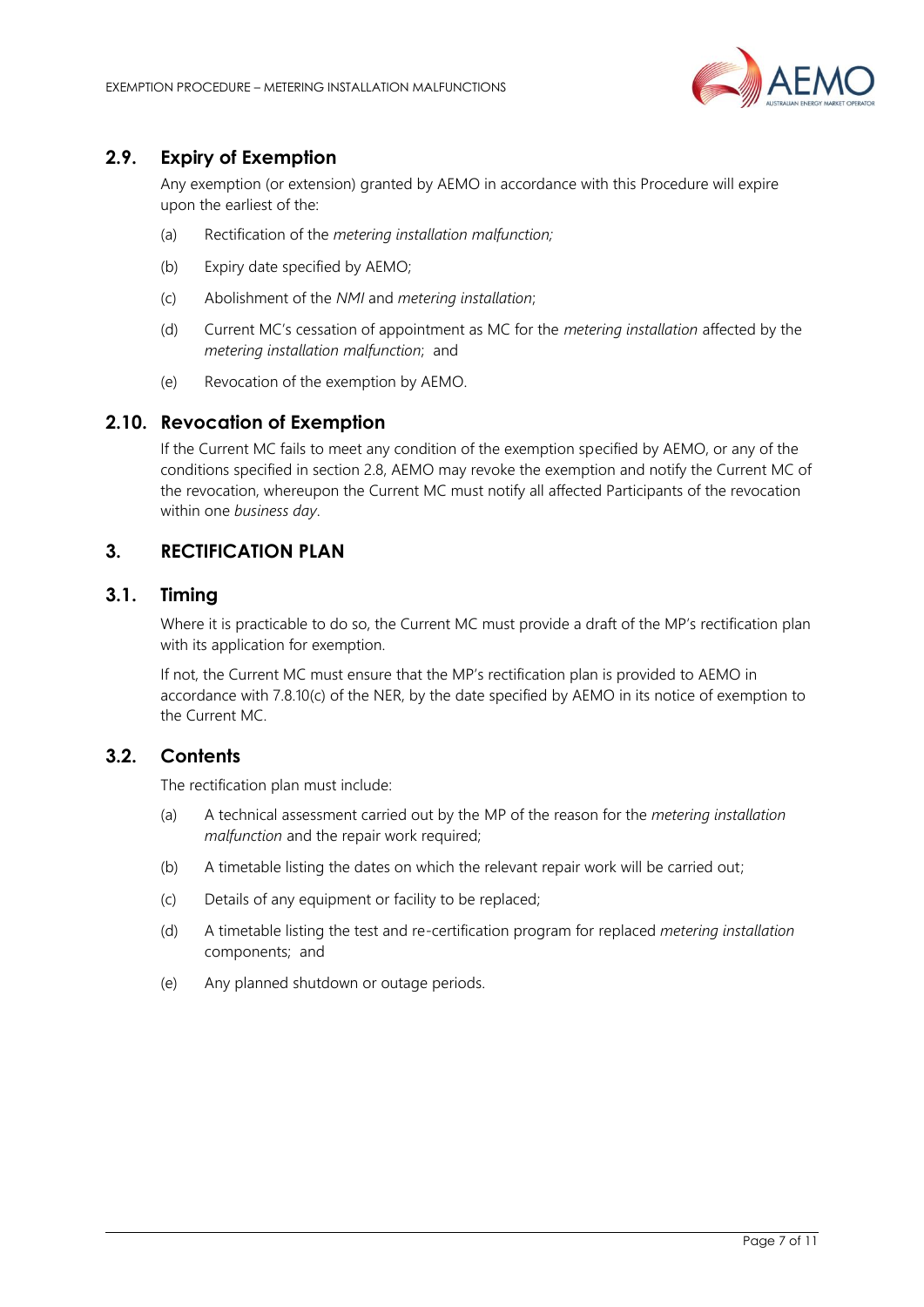## 2.9. Expiry of Exemption

Any exemption (or extension) granted by AEMO in accordance with this Procedure will expire upon the earliest of the:

(a) Rectification of the *metering installation malfunction;*

(b) Expiry date specified by AEMO;

(c) Abolishment of the *NMI* and *metering installation*;

(d) Current MC's cessation of appointment as MC for the *metering installation* affected by the *metering installation malfunction*; and

(e) Revocation of the exemption by AEMO.

## 2.10. Revocation of Exemption

If the Current MC fails to meet any condition of the exemption specified by AEMO, or any of the conditions specified in section 2.8, AEMO may revoke the exemption and notify the Current MC of the revocation, whereupon the Current MC must notify all affected Participants of the revocation within one *business day*.

# 3. RECTIFICATION PLAN

## 3.1. Timing

Where it is practicable to do so, the Current MC must provide a draft of the MP's rectification plan with its application for exemption.

If not, the Current MC must ensure that the MP's rectification plan is provided to AEMO in accordance with 7.8.10(c) of the NER, by the date specified by AEMO in its notice of exemption to the Current MC.

## 3.2. Contents

The rectification plan must include:

(a) A technical assessment carried out by the MP of the reason for the *metering installation malfunction* and the repair work required;

(b) A timetable listing the dates on which the relevant repair work will be carried out;

(c) Details of any equipment or facility to be replaced;

(d) A timetable listing the test and re-certification program for replaced *metering installation* components; and

(e) Any planned shutdown or outage periods.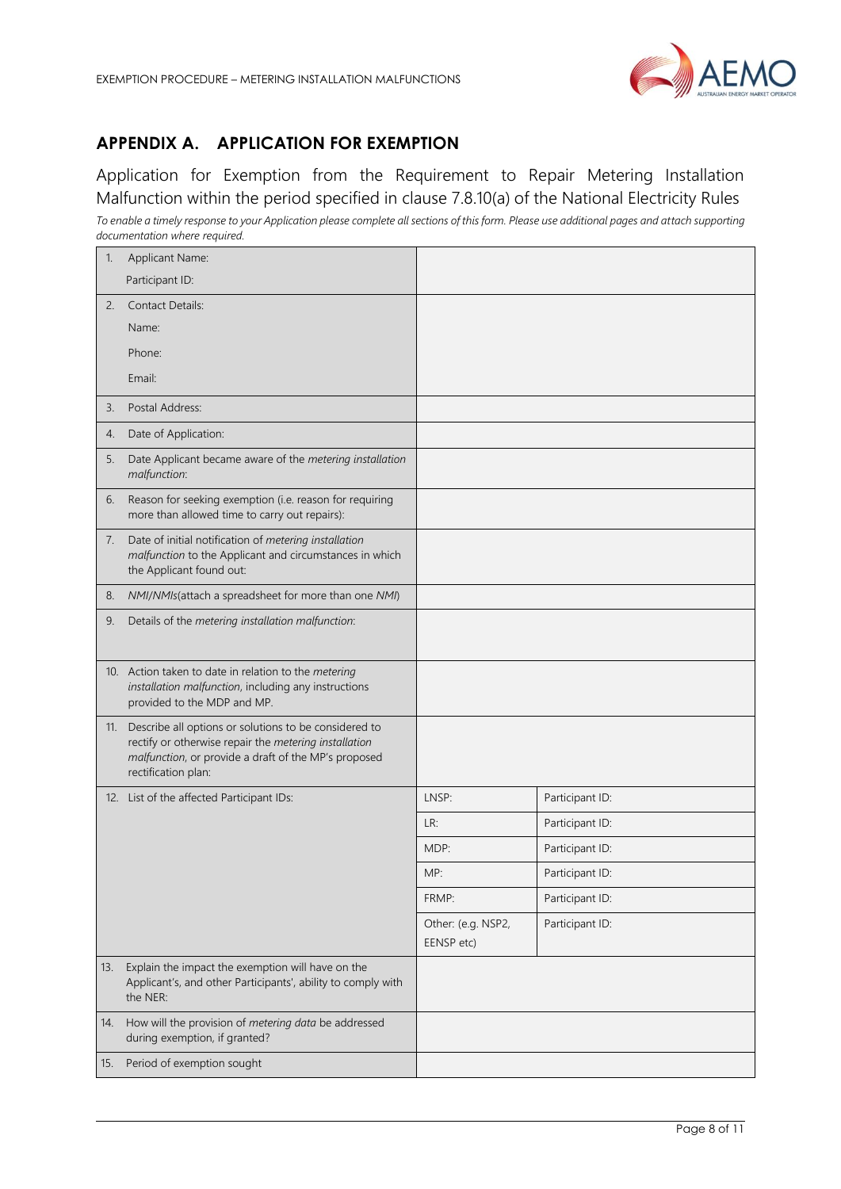## APPENDIX A. APPLICATION FOR EXEMPTION

Application for Exemption from the Requirement to Repair Metering Installation Malfunction within the period specified in clause 7.8.10(a) of the National Electricity Rules

*To enable a timely response to your Application please complete all sections of this form. Please use additional pages and attach supporting documentation where required.*

| | | |
|---|---|---|
| 1. Applicant Name:<br>Participant ID: | | |
| 2. Contact Details:<br>Name:<br>Phone:<br>Email: | | |
| 3. Postal Address: | | |
| 4. Date of Application: | | |
| 5. Date Applicant became aware of the *metering installation malfunction*: | | |
| 6. Reason for seeking exemption (i.e. reason for requiring more than allowed time to carry out repairs): | | |
| 7. Date of initial notification of *metering installation malfunction* to the Applicant and circumstances in which the Applicant found out: | | |
| 8. *NMI*/*NMIs*(attach a spreadsheet for more than one *NMI*) | | |
| 9. Details of the *metering installation malfunction*: | | |
| 10. Action taken to date in relation to the *metering installation malfunction*, including any instructions provided to the MDP and MP. | | |
| 11. Describe all options or solutions to be considered to rectify or otherwise repair the *metering installation malfunction*, or provide a draft of the MP's proposed rectification plan: | | |
| 12. List of the affected Participant IDs: | LNSP: | Participant ID: |
| | LR: | Participant ID: |
| | MDP: | Participant ID: |
| | MP: | Participant ID: |
| | FRMP: | Participant ID: |
| | Other: (e.g. NSP2, EENSP etc) | Participant ID: |
| 13. Explain the impact the exemption will have on the Applicant's, and other Participants', ability to comply with the NER: | | |
| 14. How will the provision of *metering data* be addressed during exemption, if granted? | | |
| 15. Period of exemption sought | | |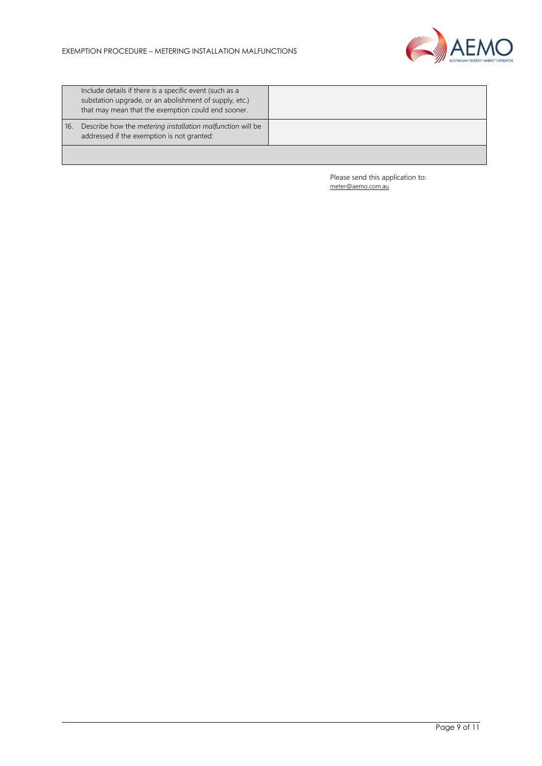|  | Question | Response |
|---|---|---|
|  | Include details if there is a specific event (such as a substation upgrade, or an abolishment of supply, etc.) that may mean that the exemption could end sooner. |  |
| 16. | Describe how the *metering installation malfunction* will be addressed if the exemption is not granted: |  |
|  |  |  |

Please send this application to:
meter@aemo.com.au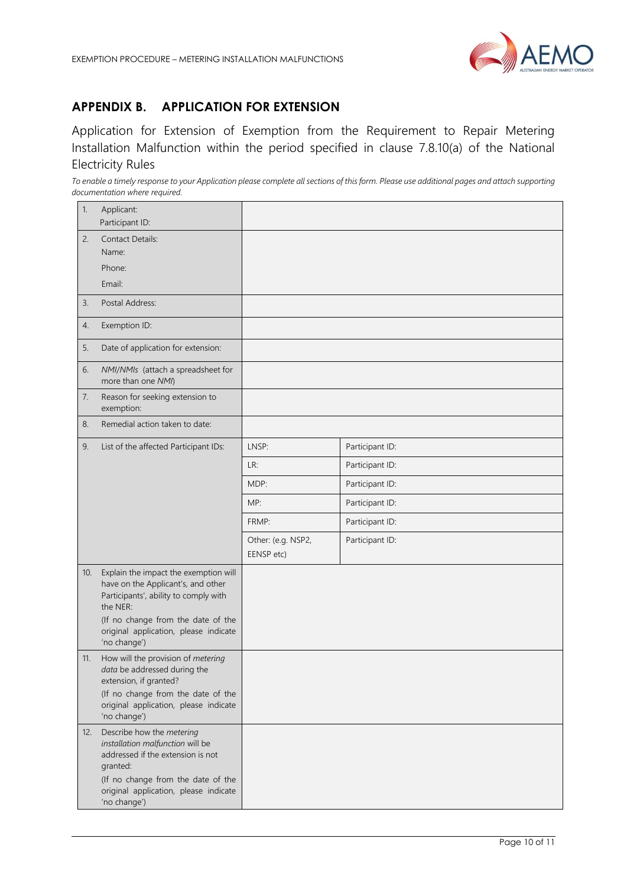## APPENDIX B. APPLICATION FOR EXTENSION

Application for Extension of Exemption from the Requirement to Repair Metering Installation Malfunction within the period specified in clause 7.8.10(a) of the National Electricity Rules

*To enable a timely response to your Application please complete all sections of this form. Please use additional pages and attach supporting documentation where required.*

| | | | |
|---|---|---|---|
| 1. | Applicant:<br>Participant ID: | | |
| 2. | Contact Details:<br>Name:<br>Phone:<br>Email: | | |
| 3. | Postal Address: | | |
| 4. | Exemption ID: | | |
| 5. | Date of application for extension: | | |
| 6. | *NMI/NMIs* (attach a spreadsheet for more than one *NMI*) | | |
| 7. | Reason for seeking extension to exemption: | | |
| 8. | Remedial action taken to date: | | |
| 9. | List of the affected Participant IDs: | LNSP: | Participant ID: |
| | | LR: | Participant ID: |
| | | MDP: | Participant ID: |
| | | MP: | Participant ID: |
| | | FRMP: | Participant ID: |
| | | Other: (e.g. NSP2, EENSP etc) | Participant ID: |
| 10. | Explain the impact the exemption will have on the Applicant's, and other Participants', ability to comply with the NER:<br>(If no change from the date of the original application, please indicate 'no change') | | |
| 11. | How will the provision of *metering data* be addressed during the extension, if granted?<br>(If no change from the date of the original application, please indicate 'no change') | | |
| 12. | Describe how the *metering installation malfunction* will be addressed if the extension is not granted:<br>(If no change from the date of the original application, please indicate 'no change') | | |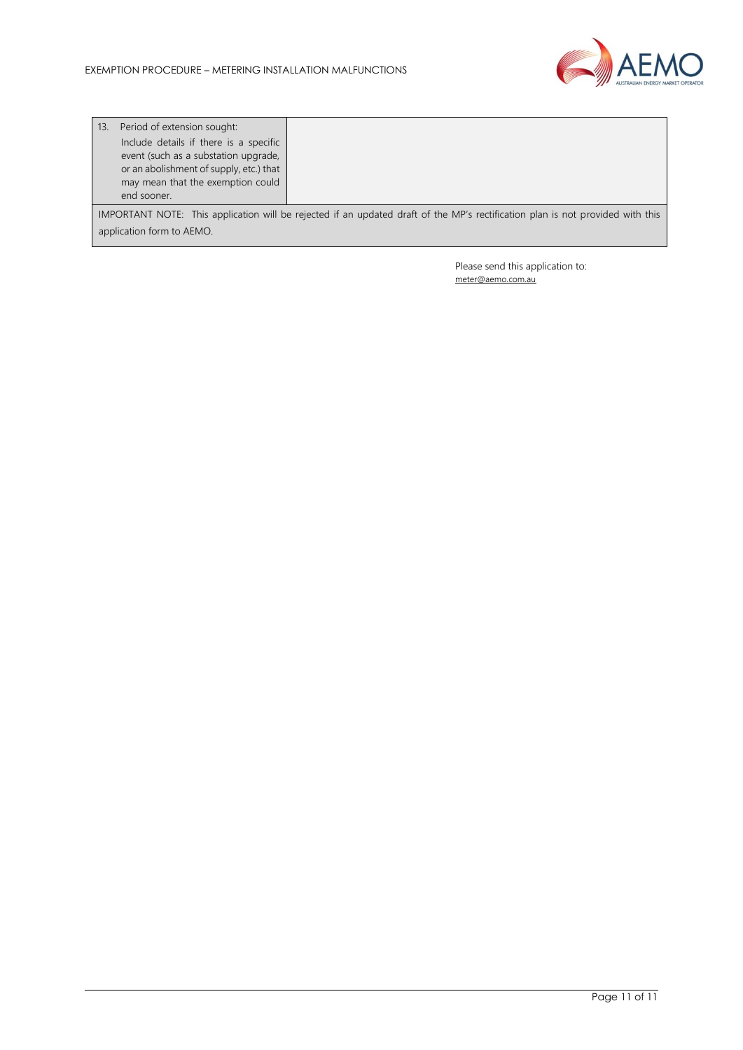| | |
|---|---|
| 13. Period of extension sought: Include details if there is a specific event (such as a substation upgrade, or an abolishment of supply, etc.) that may mean that the exemption could end sooner. | |
| IMPORTANT NOTE: This application will be rejected if an updated draft of the MP's rectification plan is not provided with this application form to AEMO. | |

Please send this application to:
meter@aemo.com.au